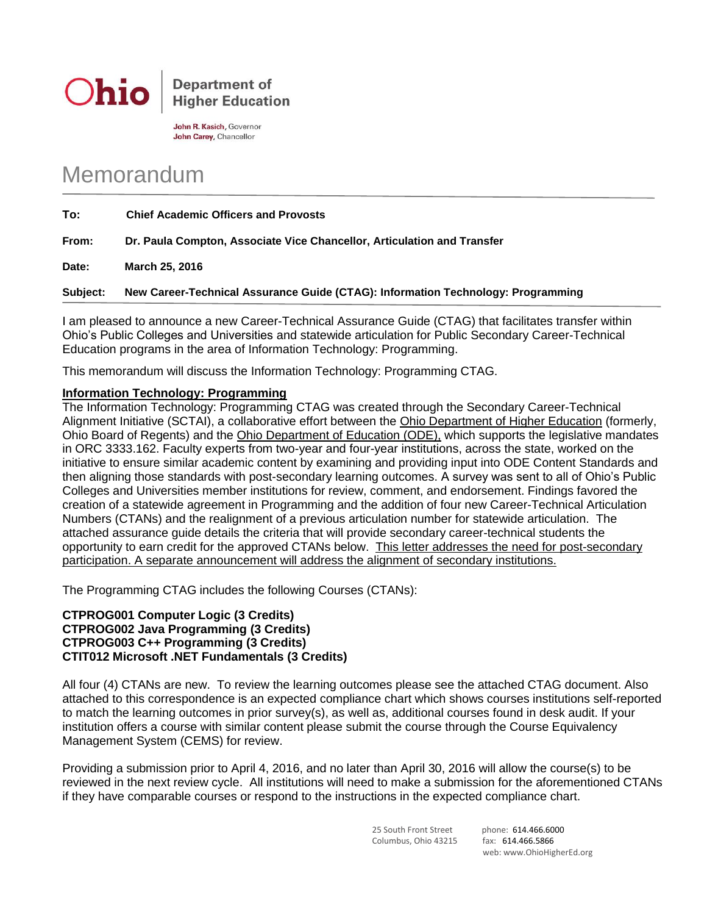**Ohio** | **Department of Higher Education**

**John R. Kasich**, Governor
**John Carey**, Chancellor

# Memorandum

**To:** **Chief Academic Officers and Provosts**

**From:** **Dr. Paula Compton, Associate Vice Chancellor, Articulation and Transfer**

**Date:** **March 25, 2016**

**Subject:** **New Career-Technical Assurance Guide (CTAG): Information Technology: Programming**

I am pleased to announce a new Career-Technical Assurance Guide (CTAG) that facilitates transfer within Ohio's Public Colleges and Universities and statewide articulation for Public Secondary Career-Technical Education programs in the area of Information Technology: Programming.

This memorandum will discuss the Information Technology: Programming CTAG.

**Information Technology: Programming**

The Information Technology: Programming CTAG was created through the Secondary Career-Technical Alignment Initiative (SCTAI), a collaborative effort between the Ohio Department of Higher Education (formerly, Ohio Board of Regents) and the Ohio Department of Education (ODE), which supports the legislative mandates in ORC 3333.162. Faculty experts from two-year and four-year institutions, across the state, worked on the initiative to ensure similar academic content by examining and providing input into ODE Content Standards and then aligning those standards with post-secondary learning outcomes. A survey was sent to all of Ohio's Public Colleges and Universities member institutions for review, comment, and endorsement. Findings favored the creation of a statewide agreement in Programming and the addition of four new Career-Technical Articulation Numbers (CTANs) and the realignment of a previous articulation number for statewide articulation. The attached assurance guide details the criteria that will provide secondary career-technical students the opportunity to earn credit for the approved CTANs below. This letter addresses the need for post-secondary participation. A separate announcement will address the alignment of secondary institutions.

The Programming CTAG includes the following Courses (CTANs):

**CTPROG001 Computer Logic (3 Credits)**
**CTPROG002 Java Programming (3 Credits)**
**CTPROG003 C++ Programming (3 Credits)**
**CTIT012 Microsoft .NET Fundamentals (3 Credits)**

All four (4) CTANs are new. To review the learning outcomes please see the attached CTAG document. Also attached to this correspondence is an expected compliance chart which shows courses institutions self-reported to match the learning outcomes in prior survey(s), as well as, additional courses found in desk audit. If your institution offers a course with similar content please submit the course through the Course Equivalency Management System (CEMS) for review.

Providing a submission prior to April 4, 2016, and no later than April 30, 2016 will allow the course(s) to be reviewed in the next review cycle. All institutions will need to make a submission for the aforementioned CTANs if they have comparable courses or respond to the instructions in the expected compliance chart.

25 South Front Street
Columbus, Ohio 43215

phone: 614.466.6000
fax: 614.466.5866
web: www.OhioHigherEd.org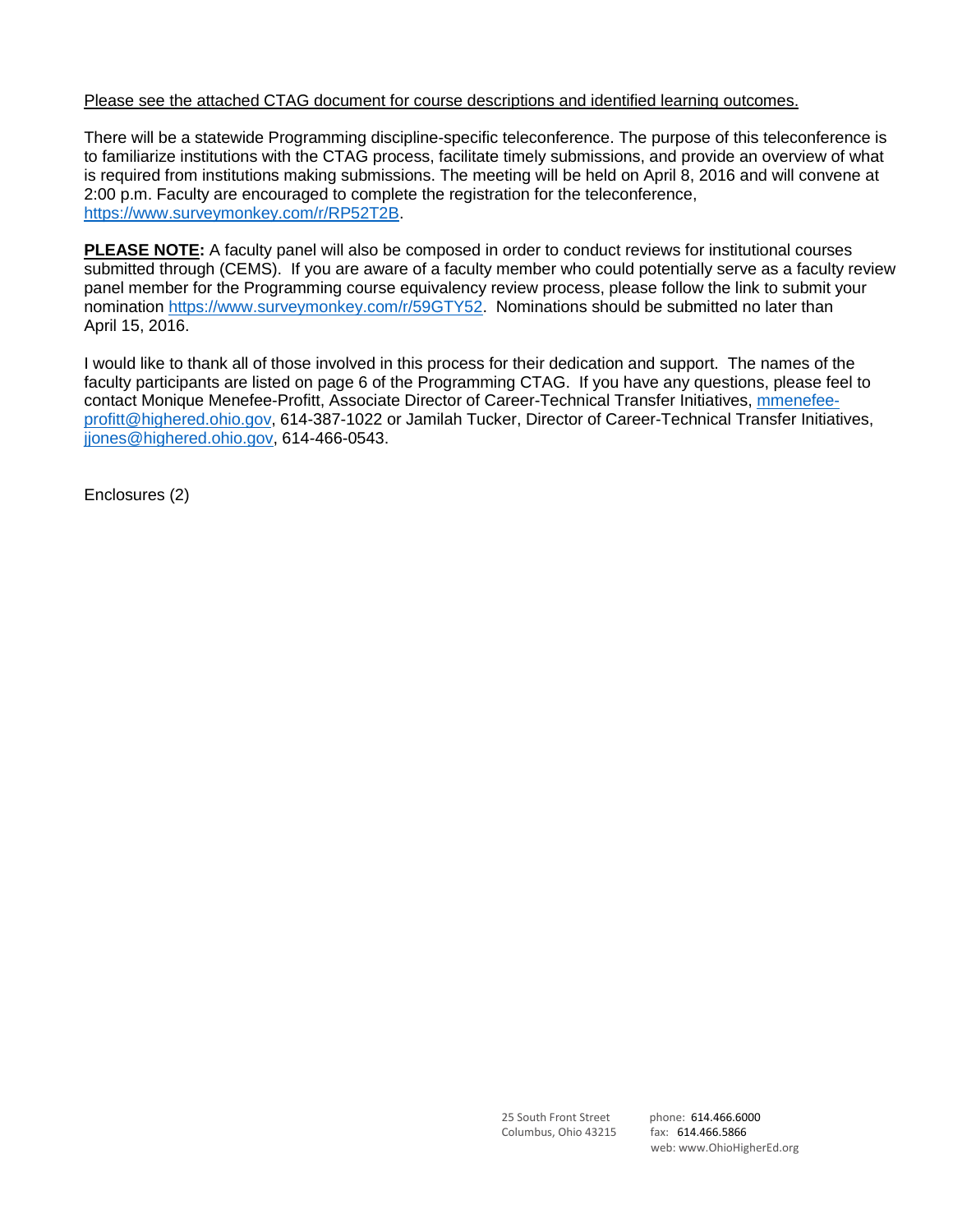Please see the attached CTAG document for course descriptions and identified learning outcomes.

There will be a statewide Programming discipline-specific teleconference. The purpose of this teleconference is to familiarize institutions with the CTAG process, facilitate timely submissions, and provide an overview of what is required from institutions making submissions. The meeting will be held on April 8, 2016 and will convene at 2:00 p.m. Faculty are encouraged to complete the registration for the teleconference, https://www.surveymonkey.com/r/RP52T2B.

**PLEASE NOTE:** A faculty panel will also be composed in order to conduct reviews for institutional courses submitted through (CEMS). If you are aware of a faculty member who could potentially serve as a faculty review panel member for the Programming course equivalency review process, please follow the link to submit your nomination https://www.surveymonkey.com/r/59GTY52. Nominations should be submitted no later than April 15, 2016.

I would like to thank all of those involved in this process for their dedication and support. The names of the faculty participants are listed on page 6 of the Programming CTAG. If you have any questions, please feel to contact Monique Menefee-Profitt, Associate Director of Career-Technical Transfer Initiatives, mmenefee-profitt@highered.ohio.gov, 614-387-1022 or Jamilah Tucker, Director of Career-Technical Transfer Initiatives, jjones@highered.ohio.gov, 614-466-0543.

Enclosures (2)

25 South Front Street
Columbus, Ohio 43215

phone: 614.466.6000
fax: 614.466.5866
web: www.OhioHigherEd.org